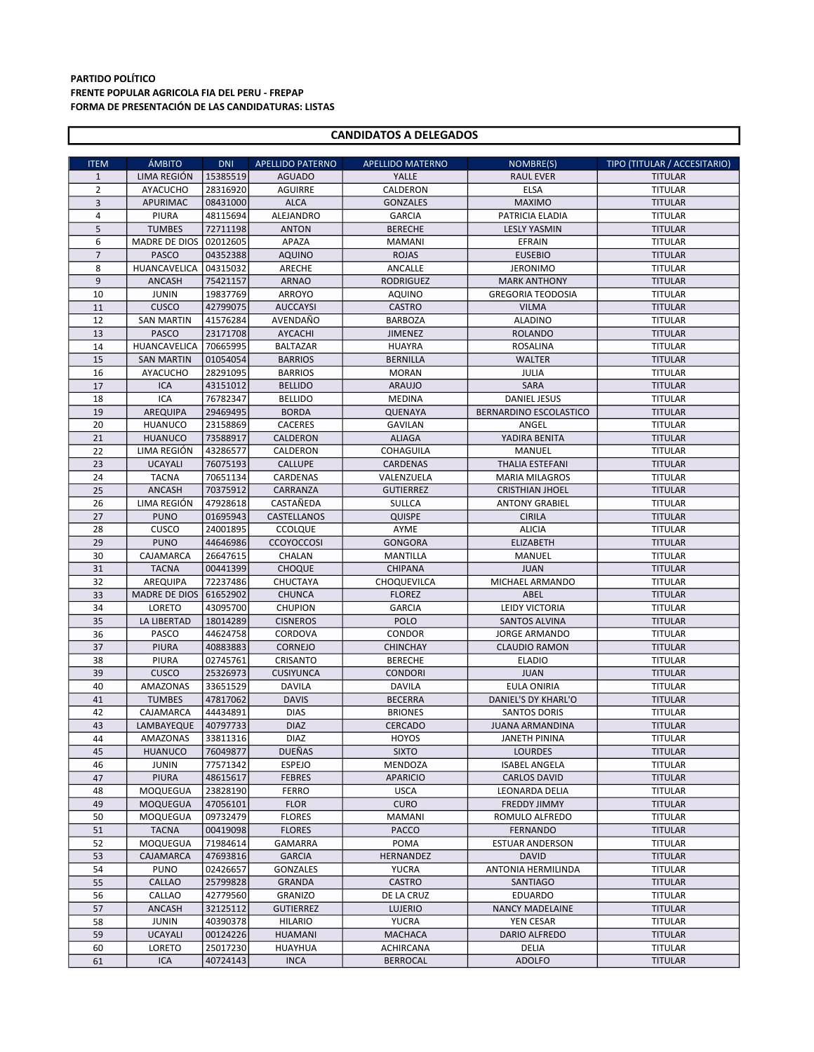**PARTIDO POLÍTICO**
**FRENTE POPULAR AGRICOLA FIA DEL PERU - FREPAP**
**FORMA DE PRESENTACIÓN DE LAS CANDIDATURAS: LISTAS**

## CANDIDATOS A DELEGADOS

| ITEM | ÁMBITO | DNI | APELLIDO PATERNO | APELLIDO MATERNO | NOMBRE(S) | TIPO (TITULAR / ACCESITARIO) |
|---|---|---|---|---|---|---|
| 1 | LIMA REGIÓN | 15385519 | AGUADO | YALLE | RAUL EVER | TITULAR |
| 2 | AYACUCHO | 28316920 | AGUIRRE | CALDERON | ELSA | TITULAR |
| 3 | APURIMAC | 08431000 | ALCA | GONZALES | MAXIMO | TITULAR |
| 4 | PIURA | 48115694 | ALEJANDRO | GARCIA | PATRICIA ELADIA | TITULAR |
| 5 | TUMBES | 72711198 | ANTON | BERECHE | LESLY YASMIN | TITULAR |
| 6 | MADRE DE DIOS | 02012605 | APAZA | MAMANI | EFRAIN | TITULAR |
| 7 | PASCO | 04352388 | AQUINO | ROJAS | EUSEBIO | TITULAR |
| 8 | HUANCAVELICA | 04315032 | ARECHE | ANCALLE | JERONIMO | TITULAR |
| 9 | ANCASH | 75421157 | ARNAO | RODRIGUEZ | MARK ANTHONY | TITULAR |
| 10 | JUNIN | 19837769 | ARROYO | AQUINO | GREGORIA TEODOSIA | TITULAR |
| 11 | CUSCO | 42799075 | AUCCAYSI | CASTRO | VILMA | TITULAR |
| 12 | SAN MARTIN | 41576284 | AVENDAÑO | BARBOZA | ALADINO | TITULAR |
| 13 | PASCO | 23171708 | AYCACHI | JIMENEZ | ROLANDO | TITULAR |
| 14 | HUANCAVELICA | 70665995 | BALTAZAR | HUAYRA | ROSALINA | TITULAR |
| 15 | SAN MARTIN | 01054054 | BARRIOS | BERNILLA | WALTER | TITULAR |
| 16 | AYACUCHO | 28291095 | BARRIOS | MORAN | JULIA | TITULAR |
| 17 | ICA | 43151012 | BELLIDO | ARAUJO | SARA | TITULAR |
| 18 | ICA | 76782347 | BELLIDO | MEDINA | DANIEL JESUS | TITULAR |
| 19 | AREQUIPA | 29469495 | BORDA | QUENAYA | BERNARDINO ESCOLASTICO | TITULAR |
| 20 | HUANUCO | 23158869 | CACERES | GAVILAN | ANGEL | TITULAR |
| 21 | HUANUCO | 73588917 | CALDERON | ALIAGA | YADIRA BENITA | TITULAR |
| 22 | LIMA REGIÓN | 43286577 | CALDERON | COHAGUILA | MANUEL | TITULAR |
| 23 | UCAYALI | 76075193 | CALLUPE | CARDENAS | THALIA ESTEFANI | TITULAR |
| 24 | TACNA | 70651134 | CARDENAS | VALENZUELA | MARIA MILAGROS | TITULAR |
| 25 | ANCASH | 70375912 | CARRANZA | GUTIERREZ | CRISTHIAN JHOEL | TITULAR |
| 26 | LIMA REGIÓN | 47928618 | CASTAÑEDA | SULLCA | ANTONY GRABIEL | TITULAR |
| 27 | PUNO | 01695943 | CASTELLANOS | QUISPE | CIRILA | TITULAR |
| 28 | CUSCO | 24001895 | CCOLQUE | AYME | ALICIA | TITULAR |
| 29 | PUNO | 44646986 | CCOYOCCOSI | GONGORA | ELIZABETH | TITULAR |
| 30 | CAJAMARCA | 26647615 | CHALAN | MANTILLA | MANUEL | TITULAR |
| 31 | TACNA | 00441399 | CHOQUE | CHIPANA | JUAN | TITULAR |
| 32 | AREQUIPA | 72237486 | CHUCTAYA | CHOQUEVILCA | MICHAEL ARMANDO | TITULAR |
| 33 | MADRE DE DIOS | 61652902 | CHUNCA | FLOREZ | ABEL | TITULAR |
| 34 | LORETO | 43095700 | CHUPION | GARCIA | LEIDY VICTORIA | TITULAR |
| 35 | LA LIBERTAD | 18014289 | CISNEROS | POLO | SANTOS ALVINA | TITULAR |
| 36 | PASCO | 44624758 | CORDOVA | CONDOR | JORGE ARMANDO | TITULAR |
| 37 | PIURA | 40883883 | CORNEJO | CHINCHAY | CLAUDIO RAMON | TITULAR |
| 38 | PIURA | 02745761 | CRISANTO | BERECHE | ELADIO | TITULAR |
| 39 | CUSCO | 25326973 | CUSIYUNCA | CONDORI | JUAN | TITULAR |
| 40 | AMAZONAS | 33651529 | DAVILA | DAVILA | EULA ONIRIA | TITULAR |
| 41 | TUMBES | 47817062 | DAVIS | BECERRA | DANIEL'S DY KHARL'O | TITULAR |
| 42 | CAJAMARCA | 44434891 | DIAS | BRIONES | SANTOS DORIS | TITULAR |
| 43 | LAMBAYEQUE | 40797733 | DIAZ | CERCADO | JUANA ARMANDINA | TITULAR |
| 44 | AMAZONAS | 33811316 | DIAZ | HOYOS | JANETH PININA | TITULAR |
| 45 | HUANUCO | 76049877 | DUEÑAS | SIXTO | LOURDES | TITULAR |
| 46 | JUNIN | 77571342 | ESPEJO | MENDOZA | ISABEL ANGELA | TITULAR |
| 47 | PIURA | 48615617 | FEBRES | APARICIO | CARLOS DAVID | TITULAR |
| 48 | MOQUEGUA | 23828190 | FERRO | USCA | LEONARDA DELIA | TITULAR |
| 49 | MOQUEGUA | 47056101 | FLOR | CURO | FREDDY JIMMY | TITULAR |
| 50 | MOQUEGUA | 09732479 | FLORES | MAMANI | ROMULO ALFREDO | TITULAR |
| 51 | TACNA | 00419098 | FLORES | PACCO | FERNANDO | TITULAR |
| 52 | MOQUEGUA | 71984614 | GAMARRA | POMA | ESTUAR ANDERSON | TITULAR |
| 53 | CAJAMARCA | 47693816 | GARCIA | HERNANDEZ | DAVID | TITULAR |
| 54 | PUNO | 02426657 | GONZALES | YUCRA | ANTONIA HERMILINDA | TITULAR |
| 55 | CALLAO | 25799828 | GRANDA | CASTRO | SANTIAGO | TITULAR |
| 56 | CALLAO | 42779560 | GRANIZO | DE LA CRUZ | EDUARDO | TITULAR |
| 57 | ANCASH | 32125112 | GUTIERREZ | LUJERIO | NANCY MADELAINE | TITULAR |
| 58 | JUNIN | 40390378 | HILARIO | YUCRA | YEN CESAR | TITULAR |
| 59 | UCAYALI | 00124226 | HUAMANI | MACHACA | DARIO ALFREDO | TITULAR |
| 60 | LORETO | 25017230 | HUAYHUA | ACHIRCANA | DELIA | TITULAR |
| 61 | ICA | 40724143 | INCA | BERROCAL | ADOLFO | TITULAR |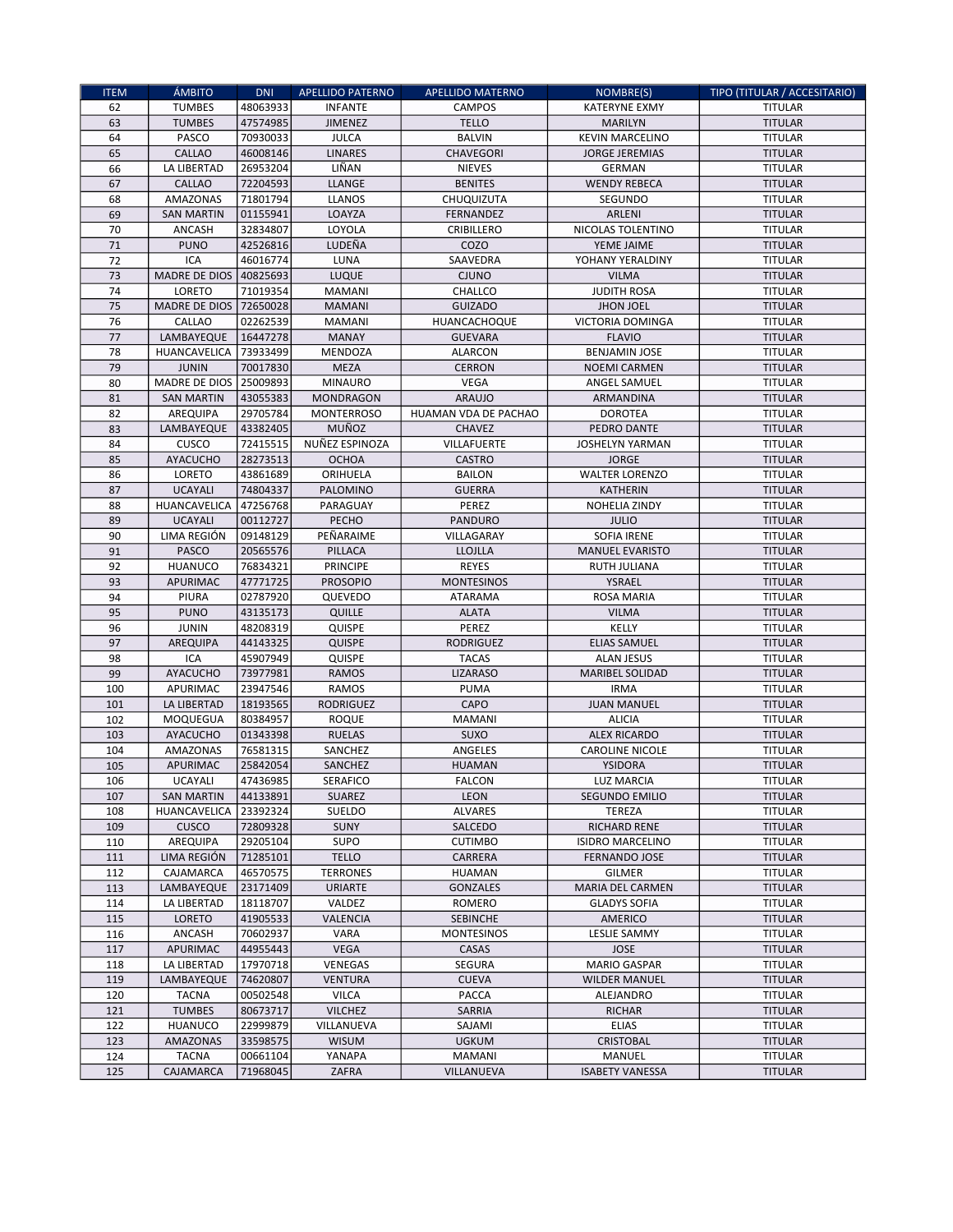| ITEM | ÁMBITO | DNI | APELLIDO PATERNO | APELLIDO MATERNO | NOMBRE(S) | TIPO (TITULAR / ACCESITARIO) |
|---|---|---|---|---|---|---|
| 62 | TUMBES | 48063933 | INFANTE | CAMPOS | KATERYNE EXMY | TITULAR |
| 63 | TUMBES | 47574985 | JIMENEZ | TELLO | MARILYN | TITULAR |
| 64 | PASCO | 70930033 | JULCA | BALVIN | KEVIN MARCELINO | TITULAR |
| 65 | CALLAO | 46008146 | LINARES | CHAVEGORI | JORGE JEREMIAS | TITULAR |
| 66 | LA LIBERTAD | 26953204 | LIÑAN | NIEVES | GERMAN | TITULAR |
| 67 | CALLAO | 72204593 | LLANGE | BENITES | WENDY REBECA | TITULAR |
| 68 | AMAZONAS | 71801794 | LLANOS | CHUQUIZUTA | SEGUNDO | TITULAR |
| 69 | SAN MARTIN | 01155941 | LOAYZA | FERNANDEZ | ARLENI | TITULAR |
| 70 | ANCASH | 32834807 | LOYOLA | CRIBILLERO | NICOLAS TOLENTINO | TITULAR |
| 71 | PUNO | 42526816 | LUDEÑA | COZO | YEME JAIME | TITULAR |
| 72 | ICA | 46016774 | LUNA | SAAVEDRA | YOHANY YERALDINY | TITULAR |
| 73 | MADRE DE DIOS | 40825693 | LUQUE | CJUNO | VILMA | TITULAR |
| 74 | LORETO | 71019354 | MAMANI | CHALLCO | JUDITH ROSA | TITULAR |
| 75 | MADRE DE DIOS | 72650028 | MAMANI | GUIZADO | JHON JOEL | TITULAR |
| 76 | CALLAO | 02262539 | MAMANI | HUANCACHOQUE | VICTORIA DOMINGA | TITULAR |
| 77 | LAMBAYEQUE | 16447278 | MANAY | GUEVARA | FLAVIO | TITULAR |
| 78 | HUANCAVELICA | 73933499 | MENDOZA | ALARCON | BENJAMIN JOSE | TITULAR |
| 79 | JUNIN | 70017830 | MEZA | CERRON | NOEMI CARMEN | TITULAR |
| 80 | MADRE DE DIOS | 25009893 | MINAURO | VEGA | ANGEL SAMUEL | TITULAR |
| 81 | SAN MARTIN | 43055383 | MONDRAGON | ARAUJO | ARMANDINA | TITULAR |
| 82 | AREQUIPA | 29705784 | MONTERROSO | HUAMAN VDA DE PACHAO | DOROTEA | TITULAR |
| 83 | LAMBAYEQUE | 43382405 | MUÑOZ | CHAVEZ | PEDRO DANTE | TITULAR |
| 84 | CUSCO | 72415515 | NUÑEZ ESPINOZA | VILLAFUERTE | JOSHELYN YARMAN | TITULAR |
| 85 | AYACUCHO | 28273513 | OCHOA | CASTRO | JORGE | TITULAR |
| 86 | LORETO | 43861689 | ORIHUELA | BAILON | WALTER LORENZO | TITULAR |
| 87 | UCAYALI | 74804337 | PALOMINO | GUERRA | KATHERIN | TITULAR |
| 88 | HUANCAVELICA | 47256768 | PARAGUAY | PEREZ | NOHELIA ZINDY | TITULAR |
| 89 | UCAYALI | 00112727 | PECHO | PANDURO | JULIO | TITULAR |
| 90 | LIMA REGIÓN | 09148129 | PEÑARAIME | VILLAGARAY | SOFIA IRENE | TITULAR |
| 91 | PASCO | 20565576 | PILLACA | LLOJLLA | MANUEL EVARISTO | TITULAR |
| 92 | HUANUCO | 76834321 | PRINCIPE | REYES | RUTH JULIANA | TITULAR |
| 93 | APURIMAC | 47771725 | PROSOPIO | MONTESINOS | YSRAEL | TITULAR |
| 94 | PIURA | 02787920 | QUEVEDO | ATARAMA | ROSA MARIA | TITULAR |
| 95 | PUNO | 43135173 | QUILLE | ALATA | VILMA | TITULAR |
| 96 | JUNIN | 48208319 | QUISPE | PEREZ | KELLY | TITULAR |
| 97 | AREQUIPA | 44143325 | QUISPE | RODRIGUEZ | ELIAS SAMUEL | TITULAR |
| 98 | ICA | 45907949 | QUISPE | TACAS | ALAN JESUS | TITULAR |
| 99 | AYACUCHO | 73977981 | RAMOS | LIZARASO | MARIBEL SOLIDAD | TITULAR |
| 100 | APURIMAC | 23947546 | RAMOS | PUMA | IRMA | TITULAR |
| 101 | LA LIBERTAD | 18193565 | RODRIGUEZ | CAPO | JUAN MANUEL | TITULAR |
| 102 | MOQUEGUA | 80384957 | ROQUE | MAMANI | ALICIA | TITULAR |
| 103 | AYACUCHO | 01343398 | RUELAS | SUXO | ALEX RICARDO | TITULAR |
| 104 | AMAZONAS | 76581315 | SANCHEZ | ANGELES | CAROLINE NICOLE | TITULAR |
| 105 | APURIMAC | 25842054 | SANCHEZ | HUAMAN | YSIDORA | TITULAR |
| 106 | UCAYALI | 47436985 | SERAFICO | FALCON | LUZ MARCIA | TITULAR |
| 107 | SAN MARTIN | 44133891 | SUAREZ | LEON | SEGUNDO EMILIO | TITULAR |
| 108 | HUANCAVELICA | 23392324 | SUELDO | ALVARES | TEREZA | TITULAR |
| 109 | CUSCO | 72809328 | SUNY | SALCEDO | RICHARD RENE | TITULAR |
| 110 | AREQUIPA | 29205104 | SUPO | CUTIMBO | ISIDRO MARCELINO | TITULAR |
| 111 | LIMA REGIÓN | 71285101 | TELLO | CARRERA | FERNANDO JOSE | TITULAR |
| 112 | CAJAMARCA | 46570575 | TERRONES | HUAMAN | GILMER | TITULAR |
| 113 | LAMBAYEQUE | 23171409 | URIARTE | GONZALES | MARIA DEL CARMEN | TITULAR |
| 114 | LA LIBERTAD | 18118707 | VALDEZ | ROMERO | GLADYS SOFIA | TITULAR |
| 115 | LORETO | 41905533 | VALENCIA | SEBINCHE | AMERICO | TITULAR |
| 116 | ANCASH | 70602937 | VARA | MONTESINOS | LESLIE SAMMY | TITULAR |
| 117 | APURIMAC | 44955443 | VEGA | CASAS | JOSE | TITULAR |
| 118 | LA LIBERTAD | 17970718 | VENEGAS | SEGURA | MARIO GASPAR | TITULAR |
| 119 | LAMBAYEQUE | 74620807 | VENTURA | CUEVA | WILDER MANUEL | TITULAR |
| 120 | TACNA | 00502548 | VILCA | PACCA | ALEJANDRO | TITULAR |
| 121 | TUMBES | 80673717 | VILCHEZ | SARRIA | RICHAR | TITULAR |
| 122 | HUANUCO | 22999879 | VILLANUEVA | SAJAMI | ELIAS | TITULAR |
| 123 | AMAZONAS | 33598575 | WISUM | UGKUM | CRISTOBAL | TITULAR |
| 124 | TACNA | 00661104 | YANAPA | MAMANI | MANUEL | TITULAR |
| 125 | CAJAMARCA | 71968045 | ZAFRA | VILLANUEVA | ISABETY VANESSA | TITULAR |